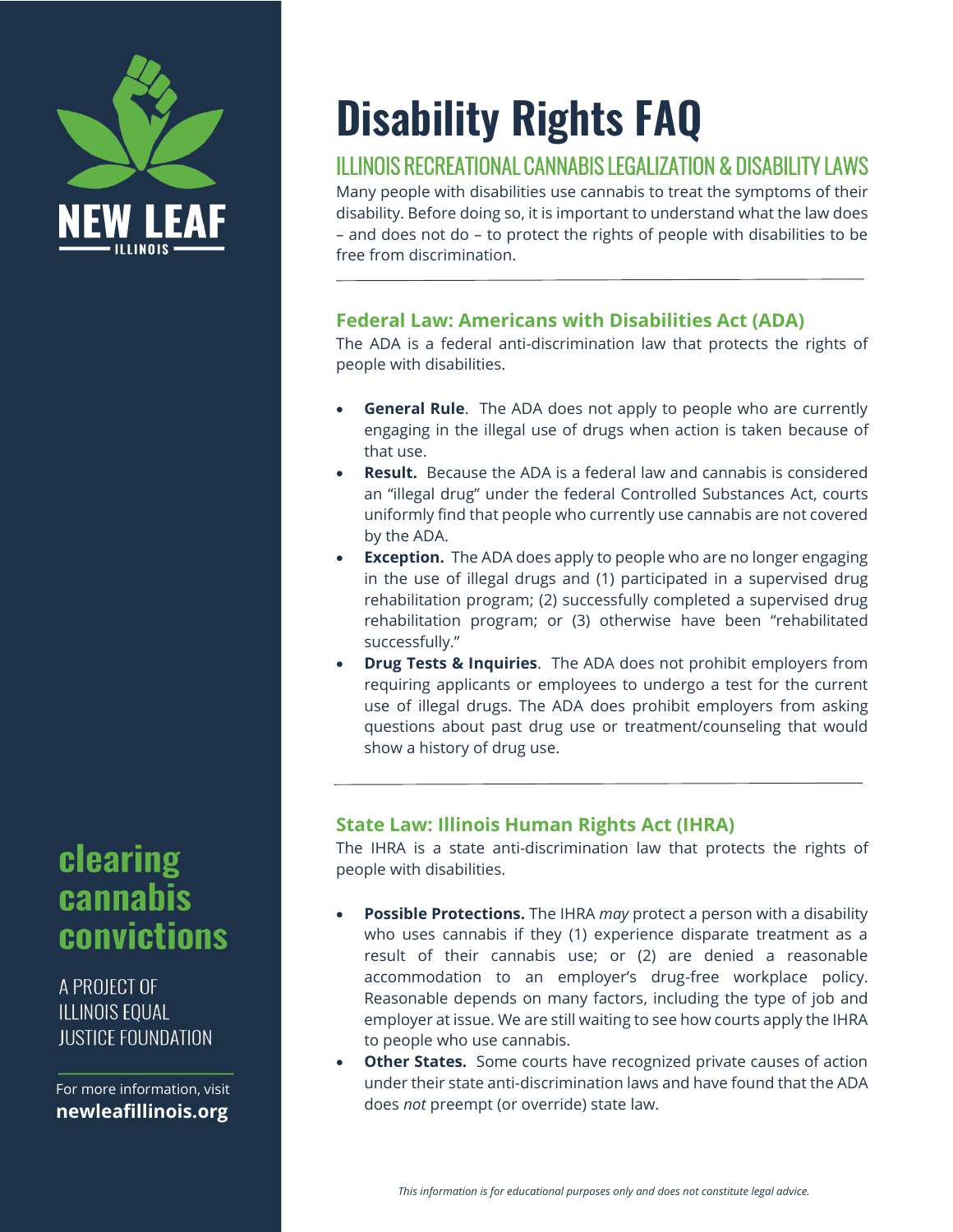NEW LEAF ILLINOIS

# Disability Rights FAQ

## ILLINOIS RECREATIONAL CANNABIS LEGALIZATION & DISABILITY LAWS

Many people with disabilities use cannabis to treat the symptoms of their disability. Before doing so, it is important to understand what the law does – and does not do – to protect the rights of people with disabilities to be free from discrimination.

---

### Federal Law: Americans with Disabilities Act (ADA)

The ADA is a federal anti-discrimination law that protects the rights of people with disabilities.

- **General Rule**. The ADA does not apply to people who are currently engaging in the illegal use of drugs when action is taken because of that use.
- **Result.** Because the ADA is a federal law and cannabis is considered an "illegal drug" under the federal Controlled Substances Act, courts uniformly find that people who currently use cannabis are not covered by the ADA.
- **Exception.** The ADA does apply to people who are no longer engaging in the use of illegal drugs and (1) participated in a supervised drug rehabilitation program; (2) successfully completed a supervised drug rehabilitation program; or (3) otherwise have been "rehabilitated successfully."
- **Drug Tests & Inquiries**. The ADA does not prohibit employers from requiring applicants or employees to undergo a test for the current use of illegal drugs. The ADA does prohibit employers from asking questions about past drug use or treatment/counseling that would show a history of drug use.

---

### State Law: Illinois Human Rights Act (IHRA)

The IHRA is a state anti-discrimination law that protects the rights of people with disabilities.

- **Possible Protections.** The IHRA *may* protect a person with a disability who uses cannabis if they (1) experience disparate treatment as a result of their cannabis use; or (2) are denied a reasonable accommodation to an employer's drug-free workplace policy. Reasonable depends on many factors, including the type of job and employer at issue. We are still waiting to see how courts apply the IHRA to people who use cannabis.
- **Other States.** Some courts have recognized private causes of action under their state anti-discrimination laws and have found that the ADA does *not* preempt (or override) state law.

**clearing cannabis convictions**

A PROJECT OF ILLINOIS EQUAL JUSTICE FOUNDATION

For more information, visit **newleafillinois.org**

*This information is for educational purposes only and does not constitute legal advice.*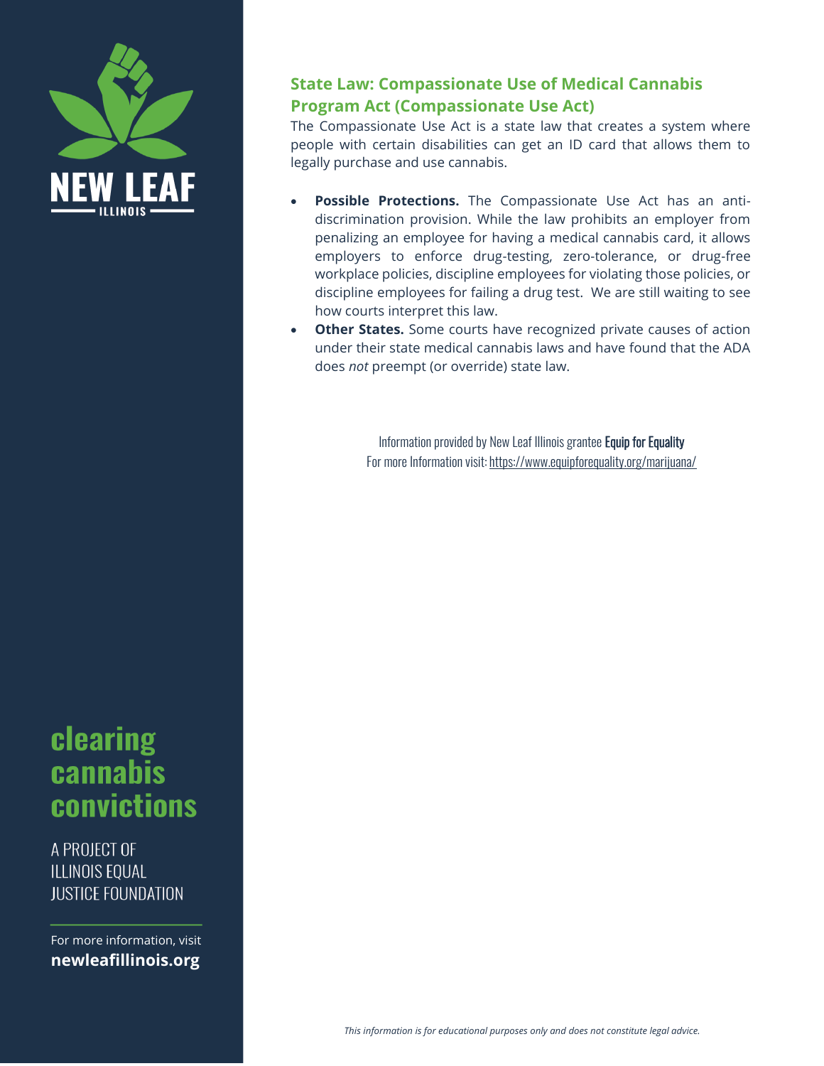NEW LEAF

ILLINOIS

## State Law: Compassionate Use of Medical Cannabis Program Act (Compassionate Use Act)

The Compassionate Use Act is a state law that creates a system where people with certain disabilities can get an ID card that allows them to legally purchase and use cannabis.

- **Possible Protections.** The Compassionate Use Act has an anti-discrimination provision. While the law prohibits an employer from penalizing an employee for having a medical cannabis card, it allows employers to enforce drug-testing, zero-tolerance, or drug-free workplace policies, discipline employees for violating those policies, or discipline employees for failing a drug test. We are still waiting to see how courts interpret this law.
- **Other States.** Some courts have recognized private causes of action under their state medical cannabis laws and have found that the ADA does *not* preempt (or override) state law.

Information provided by New Leaf Illinois grantee **Equip for Equality**
For more Information visit: https://www.equipforequality.org/marijuana/

**clearing cannabis convictions**

A PROJECT OF ILLINOIS EQUAL JUSTICE FOUNDATION

For more information, visit
**newleafillinois.org**

*This information is for educational purposes only and does not constitute legal advice.*